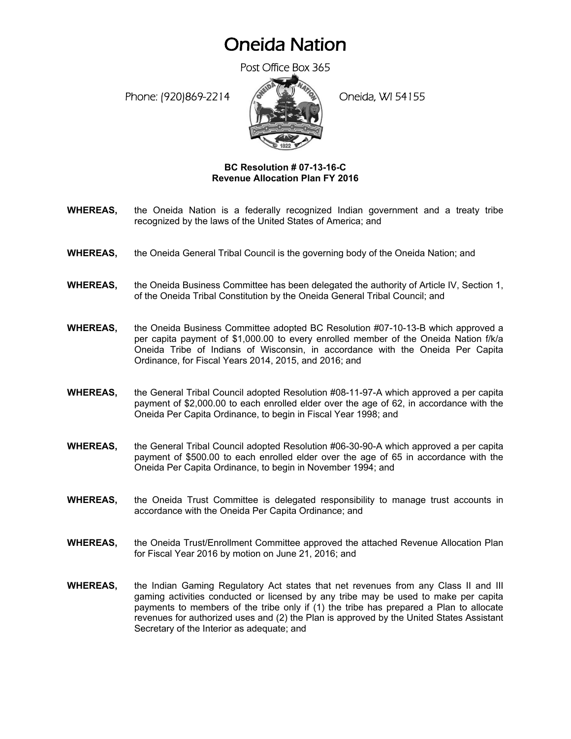# Oneida Nation

Post Office Box 365

Phone: (920)869-2214 Oneida, WI 54155

**BC Resolution # 07-13-16-C**
**Revenue Allocation Plan FY 2016**

**WHEREAS,** the Oneida Nation is a federally recognized Indian government and a treaty tribe recognized by the laws of the United States of America; and

**WHEREAS,** the Oneida General Tribal Council is the governing body of the Oneida Nation; and

**WHEREAS,** the Oneida Business Committee has been delegated the authority of Article IV, Section 1, of the Oneida Tribal Constitution by the Oneida General Tribal Council; and

**WHEREAS,** the Oneida Business Committee adopted BC Resolution #07-10-13-B which approved a per capita payment of $1,000.00 to every enrolled member of the Oneida Nation f/k/a Oneida Tribe of Indians of Wisconsin, in accordance with the Oneida Per Capita Ordinance, for Fiscal Years 2014, 2015, and 2016; and

**WHEREAS,** the General Tribal Council adopted Resolution #08-11-97-A which approved a per capita payment of $2,000.00 to each enrolled elder over the age of 62, in accordance with the Oneida Per Capita Ordinance, to begin in Fiscal Year 1998; and

**WHEREAS,** the General Tribal Council adopted Resolution #06-30-90-A which approved a per capita payment of $500.00 to each enrolled elder over the age of 65 in accordance with the Oneida Per Capita Ordinance, to begin in November 1994; and

**WHEREAS,** the Oneida Trust Committee is delegated responsibility to manage trust accounts in accordance with the Oneida Per Capita Ordinance; and

**WHEREAS,** the Oneida Trust/Enrollment Committee approved the attached Revenue Allocation Plan for Fiscal Year 2016 by motion on June 21, 2016; and

**WHEREAS,** the Indian Gaming Regulatory Act states that net revenues from any Class II and III gaming activities conducted or licensed by any tribe may be used to make per capita payments to members of the tribe only if (1) the tribe has prepared a Plan to allocate revenues for authorized uses and (2) the Plan is approved by the United States Assistant Secretary of the Interior as adequate; and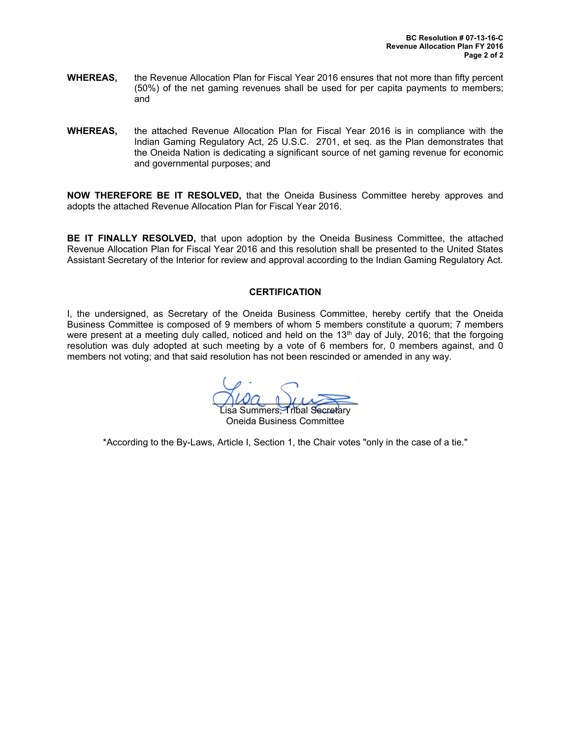**WHEREAS,** the Revenue Allocation Plan for Fiscal Year 2016 ensures that not more than fifty percent (50%) of the net gaming revenues shall be used for per capita payments to members; and

**WHEREAS,** the attached Revenue Allocation Plan for Fiscal Year 2016 is in compliance with the Indian Gaming Regulatory Act, 25 U.S.C. 2701, et seq. as the Plan demonstrates that the Oneida Nation is dedicating a significant source of net gaming revenue for economic and governmental purposes; and

**NOW THEREFORE BE IT RESOLVED,** that the Oneida Business Committee hereby approves and adopts the attached Revenue Allocation Plan for Fiscal Year 2016.

**BE IT FINALLY RESOLVED,** that upon adoption by the Oneida Business Committee, the attached Revenue Allocation Plan for Fiscal Year 2016 and this resolution shall be presented to the United States Assistant Secretary of the Interior for review and approval according to the Indian Gaming Regulatory Act.

## CERTIFICATION

I, the undersigned, as Secretary of the Oneida Business Committee, hereby certify that the Oneida Business Committee is composed of 9 members of whom 5 members constitute a quorum; 7 members were present at a meeting duly called, noticed and held on the 13th day of July, 2016; that the forgoing resolution was duly adopted at such meeting by a vote of 6 members for, 0 members against, and 0 members not voting; and that said resolution has not been rescinded or amended in any way.

Lisa Summers, Tribal Secretary
Oneida Business Committee

*According to the By-Laws, Article I, Section 1, the Chair votes "only in the case of a tie."